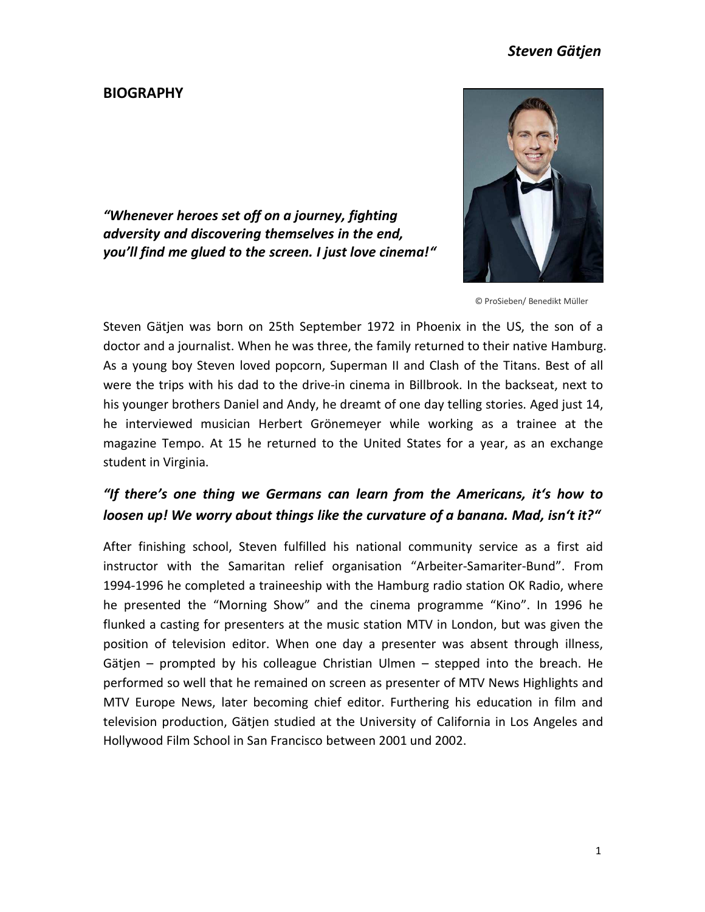## BIOGRAPHY

***"Whenever heroes set off on a journey, fighting adversity and discovering themselves in the end, you'll find me glued to the screen. I just love cinema!"***

© ProSieben/ Benedikt Müller

Steven Gätjen was born on 25th September 1972 in Phoenix in the US, the son of a doctor and a journalist. When he was three, the family returned to their native Hamburg. As a young boy Steven loved popcorn, Superman II and Clash of the Titans. Best of all were the trips with his dad to the drive-in cinema in Billbrook. In the backseat, next to his younger brothers Daniel and Andy, he dreamt of one day telling stories. Aged just 14, he interviewed musician Herbert Grönemeyer while working as a trainee at the magazine Tempo. At 15 he returned to the United States for a year, as an exchange student in Virginia.

***"If there's one thing we Germans can learn from the Americans, it's how to loosen up! We worry about things like the curvature of a banana. Mad, isn't it?"***

After finishing school, Steven fulfilled his national community service as a first aid instructor with the Samaritan relief organisation "Arbeiter-Samariter-Bund". From 1994-1996 he completed a traineeship with the Hamburg radio station OK Radio, where he presented the "Morning Show" and the cinema programme "Kino". In 1996 he flunked a casting for presenters at the music station MTV in London, but was given the position of television editor. When one day a presenter was absent through illness, Gätjen – prompted by his colleague Christian Ulmen – stepped into the breach. He performed so well that he remained on screen as presenter of MTV News Highlights and MTV Europe News, later becoming chief editor. Furthering his education in film and television production, Gätjen studied at the University of California in Los Angeles and Hollywood Film School in San Francisco between 2001 und 2002.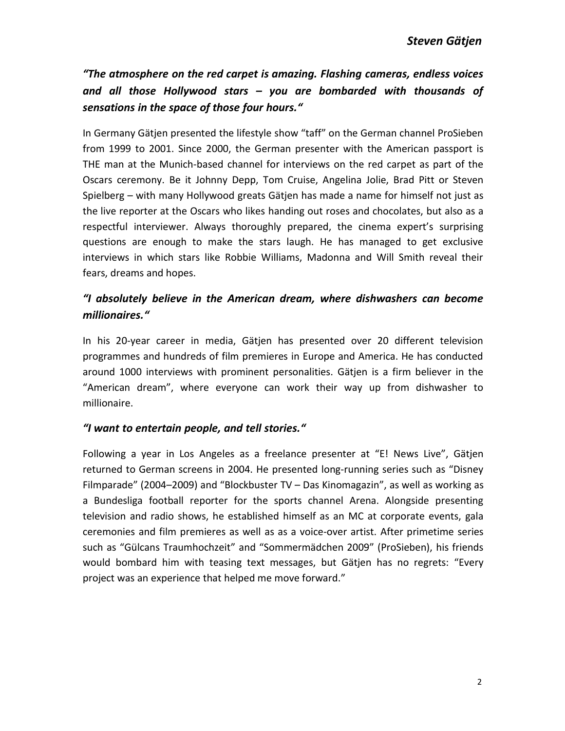*"The atmosphere on the red carpet is amazing. Flashing cameras, endless voices and all those Hollywood stars – you are bombarded with thousands of sensations in the space of those four hours."*

In Germany Gätjen presented the lifestyle show "taff" on the German channel ProSieben from 1999 to 2001. Since 2000, the German presenter with the American passport is THE man at the Munich-based channel for interviews on the red carpet as part of the Oscars ceremony. Be it Johnny Depp, Tom Cruise, Angelina Jolie, Brad Pitt or Steven Spielberg – with many Hollywood greats Gätjen has made a name for himself not just as the live reporter at the Oscars who likes handing out roses and chocolates, but also as a respectful interviewer. Always thoroughly prepared, the cinema expert's surprising questions are enough to make the stars laugh. He has managed to get exclusive interviews in which stars like Robbie Williams, Madonna and Will Smith reveal their fears, dreams and hopes.

*"I absolutely believe in the American dream, where dishwashers can become millionaires."*

In his 20-year career in media, Gätjen has presented over 20 different television programmes and hundreds of film premieres in Europe and America. He has conducted around 1000 interviews with prominent personalities. Gätjen is a firm believer in the "American dream", where everyone can work their way up from dishwasher to millionaire.

*"I want to entertain people, and tell stories."*

Following a year in Los Angeles as a freelance presenter at "E! News Live", Gätjen returned to German screens in 2004. He presented long-running series such as "Disney Filmparade" (2004–2009) and "Blockbuster TV – Das Kinomagazin", as well as working as a Bundesliga football reporter for the sports channel Arena. Alongside presenting television and radio shows, he established himself as an MC at corporate events, gala ceremonies and film premieres as well as as a voice-over artist. After primetime series such as "Gülcans Traumhochzeit" and "Sommermädchen 2009" (ProSieben), his friends would bombard him with teasing text messages, but Gätjen has no regrets: "Every project was an experience that helped me move forward."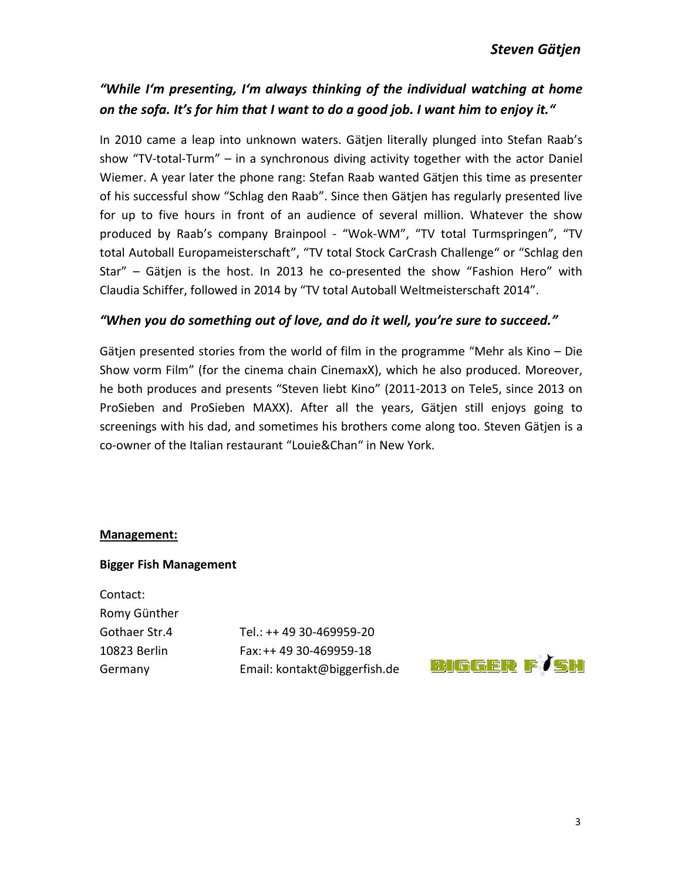*“While I‘m presenting, I‘m always thinking of the individual watching at home on the sofa. It’s for him that I want to do a good job. I want him to enjoy it.“*

In 2010 came a leap into unknown waters. Gätjen literally plunged into Stefan Raab’s show “TV-total-Turm” – in a synchronous diving activity together with the actor Daniel Wiemer. A year later the phone rang: Stefan Raab wanted Gätjen this time as presenter of his successful show “Schlag den Raab”. Since then Gätjen has regularly presented live for up to five hours in front of an audience of several million. Whatever the show produced by Raab’s company Brainpool - “Wok-WM”, “TV total Turmspringen”, “TV total Autoball Europameisterschaft”, “TV total Stock CarCrash Challenge“ or “Schlag den Star” – Gätjen is the host. In 2013 he co-presented the show “Fashion Hero” with Claudia Schiffer, followed in 2014 by “TV total Autoball Weltmeisterschaft 2014”.

*“When you do something out of love, and do it well, you’re sure to succeed.”*

Gätjen presented stories from the world of film in the programme “Mehr als Kino – Die Show vorm Film” (for the cinema chain CinemaxX), which he also produced. Moreover, he both produces and presents “Steven liebt Kino” (2011-2013 on Tele5, since 2013 on ProSieben and ProSieben MAXX). After all the years, Gätjen still enjoys going to screenings with his dad, and sometimes his brothers come along too. Steven Gätjen is a co-owner of the Italian restaurant “Louie&Chan“ in New York.

**Management:**

**Bigger Fish Management**

Contact:
Romy Günther
Gothaer Str.4
10823 Berlin
Germany

Tel.: ++ 49 30-469959-20
Fax: ++ 49 30-469959-18
Email: kontakt@biggerfish.de

BIGGER FISH